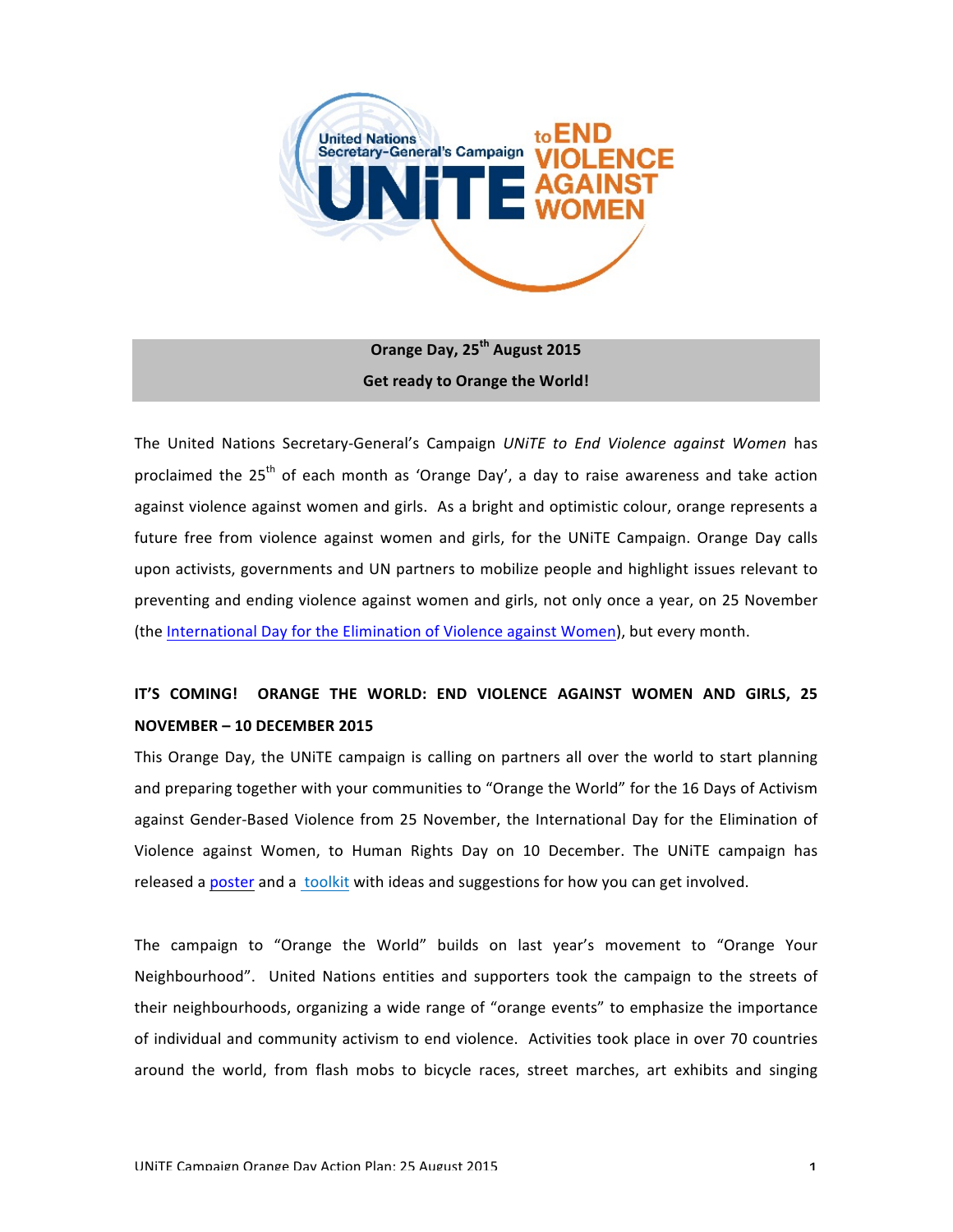United Nations Secretary-General's Campaign UNiTE to END VIOLENCE AGAINST WOMEN

**Orange Day, 25th August 2015**

**Get ready to Orange the World!**

The United Nations Secretary-General's Campaign *UNiTE to End Violence against Women* has proclaimed the 25th of each month as 'Orange Day', a day to raise awareness and take action against violence against women and girls. As a bright and optimistic colour, orange represents a future free from violence against women and girls, for the UNiTE Campaign. Orange Day calls upon activists, governments and UN partners to mobilize people and highlight issues relevant to preventing and ending violence against women and girls, not only once a year, on 25 November (the International Day for the Elimination of Violence against Women), but every month.

## IT'S COMING! ORANGE THE WORLD: END VIOLENCE AGAINST WOMEN AND GIRLS, 25 NOVEMBER – 10 DECEMBER 2015

This Orange Day, the UNiTE campaign is calling on partners all over the world to start planning and preparing together with your communities to "Orange the World" for the 16 Days of Activism against Gender-Based Violence from 25 November, the International Day for the Elimination of Violence against Women, to Human Rights Day on 10 December. The UNiTE campaign has released a poster and a toolkit with ideas and suggestions for how you can get involved.

The campaign to "Orange the World" builds on last year's movement to "Orange Your Neighbourhood". United Nations entities and supporters took the campaign to the streets of their neighbourhoods, organizing a wide range of "orange events" to emphasize the importance of individual and community activism to end violence. Activities took place in over 70 countries around the world, from flash mobs to bicycle races, street marches, art exhibits and singing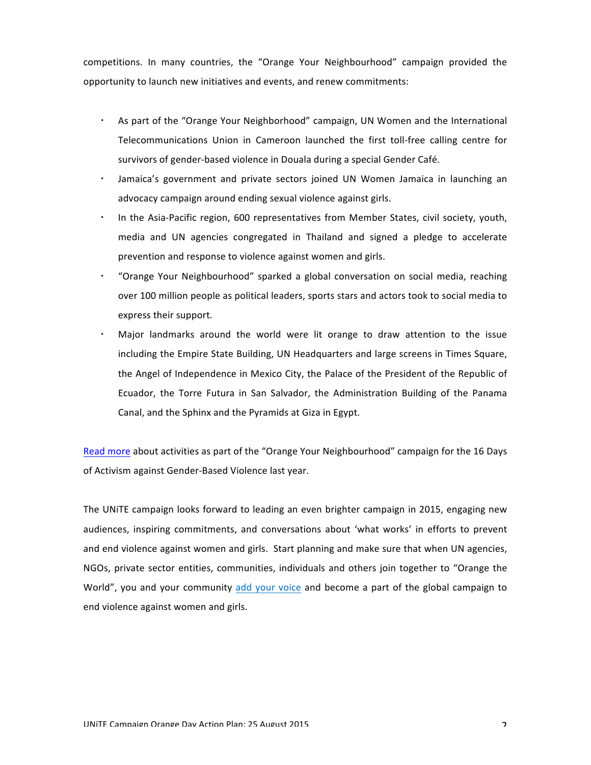competitions. In many countries, the “Orange Your Neighbourhood” campaign provided the opportunity to launch new initiatives and events, and renew commitments:

- As part of the “Orange Your Neighborhood” campaign, UN Women and the International Telecommunications Union in Cameroon launched the first toll-free calling centre for survivors of gender-based violence in Douala during a special Gender Café.
- Jamaica’s government and private sectors joined UN Women Jamaica in launching an advocacy campaign around ending sexual violence against girls.
- In the Asia-Pacific region, 600 representatives from Member States, civil society, youth, media and UN agencies congregated in Thailand and signed a pledge to accelerate prevention and response to violence against women and girls.
- “Orange Your Neighbourhood” sparked a global conversation on social media, reaching over 100 million people as political leaders, sports stars and actors took to social media to express their support.
- Major landmarks around the world were lit orange to draw attention to the issue including the Empire State Building, UN Headquarters and large screens in Times Square, the Angel of Independence in Mexico City, the Palace of the President of the Republic of Ecuador, the Torre Futura in San Salvador, the Administration Building of the Panama Canal, and the Sphinx and the Pyramids at Giza in Egypt.

Read more about activities as part of the “Orange Your Neighbourhood” campaign for the 16 Days of Activism against Gender-Based Violence last year.

The UNiTE campaign looks forward to leading an even brighter campaign in 2015, engaging new audiences, inspiring commitments, and conversations about ‘what works’ in efforts to prevent and end violence against women and girls. Start planning and make sure that when UN agencies, NGOs, private sector entities, communities, individuals and others join together to “Orange the World”, you and your community add your voice and become a part of the global campaign to end violence against women and girls.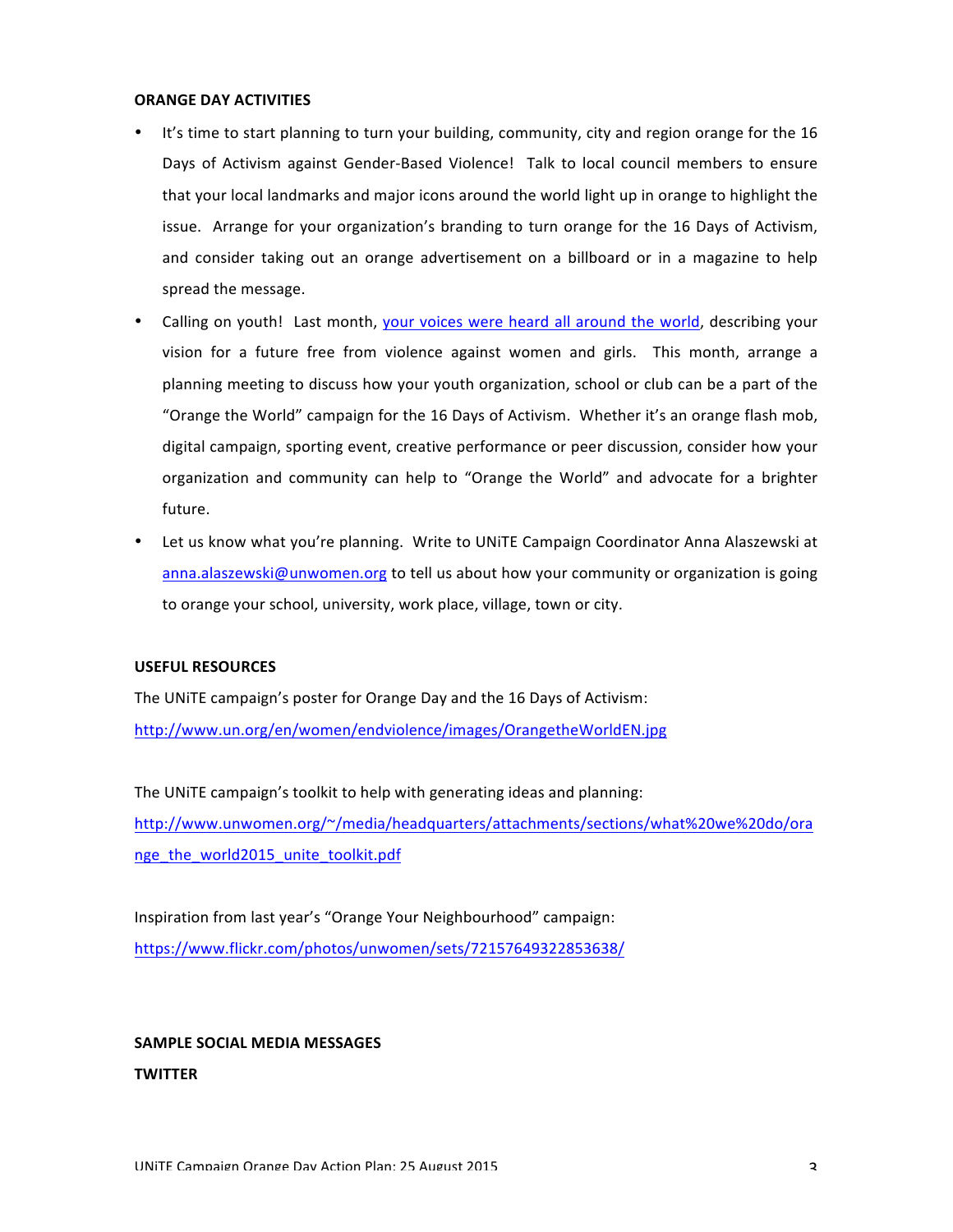**ORANGE DAY ACTIVITIES**

- It's time to start planning to turn your building, community, city and region orange for the 16 Days of Activism against Gender-Based Violence! Talk to local council members to ensure that your local landmarks and major icons around the world light up in orange to highlight the issue. Arrange for your organization's branding to turn orange for the 16 Days of Activism, and consider taking out an orange advertisement on a billboard or in a magazine to help spread the message.
- Calling on youth! Last month, your voices were heard all around the world, describing your vision for a future free from violence against women and girls. This month, arrange a planning meeting to discuss how your youth organization, school or club can be a part of the "Orange the World" campaign for the 16 Days of Activism. Whether it's an orange flash mob, digital campaign, sporting event, creative performance or peer discussion, consider how your organization and community can help to "Orange the World" and advocate for a brighter future.
- Let us know what you're planning. Write to UNiTE Campaign Coordinator Anna Alaszewski at anna.alaszewski@unwomen.org to tell us about how your community or organization is going to orange your school, university, work place, village, town or city.

**USEFUL RESOURCES**

The UNiTE campaign's poster for Orange Day and the 16 Days of Activism:
http://www.un.org/en/women/endviolence/images/OrangetheWorldEN.jpg

The UNiTE campaign's toolkit to help with generating ideas and planning:
http://www.unwomen.org/~/media/headquarters/attachments/sections/what%20we%20do/orange_the_world2015_unite_toolkit.pdf

Inspiration from last year's "Orange Your Neighbourhood" campaign:
https://www.flickr.com/photos/unwomen/sets/72157649322853638/

**SAMPLE SOCIAL MEDIA MESSAGES**

**TWITTER**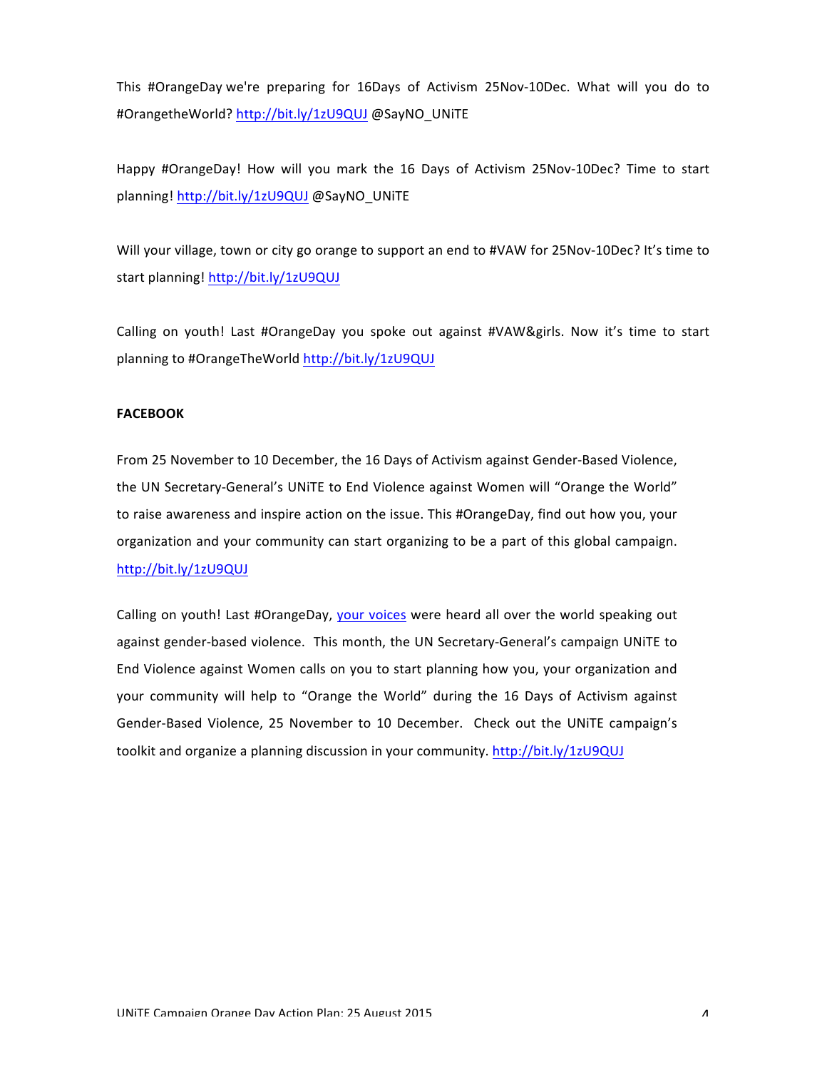This #OrangeDay we're preparing for 16Days of Activism 25Nov-10Dec. What will you do to #OrangetheWorld? http://bit.ly/1zU9QUJ @SayNO_UNiTE

Happy #OrangeDay! How will you mark the 16 Days of Activism 25Nov-10Dec? Time to start planning! http://bit.ly/1zU9QUJ @SayNO_UNiTE

Will your village, town or city go orange to support an end to #VAW for 25Nov-10Dec? It's time to start planning! http://bit.ly/1zU9QUJ

Calling on youth! Last #OrangeDay you spoke out against #VAW&girls. Now it's time to start planning to #OrangeTheWorld http://bit.ly/1zU9QUJ

**FACEBOOK**

From 25 November to 10 December, the 16 Days of Activism against Gender-Based Violence, the UN Secretary-General's UNiTE to End Violence against Women will "Orange the World" to raise awareness and inspire action on the issue. This #OrangeDay, find out how you, your organization and your community can start organizing to be a part of this global campaign. http://bit.ly/1zU9QUJ

Calling on youth! Last #OrangeDay, your voices were heard all over the world speaking out against gender-based violence. This month, the UN Secretary-General's campaign UNiTE to End Violence against Women calls on you to start planning how you, your organization and your community will help to "Orange the World" during the 16 Days of Activism against Gender-Based Violence, 25 November to 10 December. Check out the UNiTE campaign's toolkit and organize a planning discussion in your community. http://bit.ly/1zU9QUJ